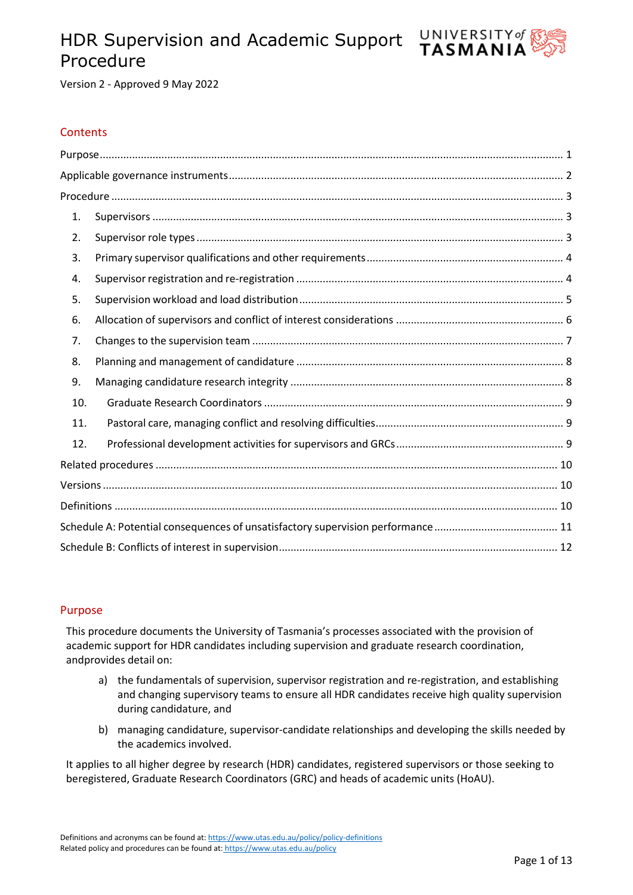# HDR Supervision and Academic Support Procedure

Version 2 - Approved 9 May 2022

## Contents

Purpose ..... 1
Applicable governance instruments ..... 2
Procedure ..... 3
1. Supervisors ..... 3
2. Supervisor role types ..... 3
3. Primary supervisor qualifications and other requirements ..... 4
4. Supervisor registration and re-registration ..... 4
5. Supervision workload and load distribution ..... 5
6. Allocation of supervisors and conflict of interest considerations ..... 6
7. Changes to the supervision team ..... 7
8. Planning and management of candidature ..... 8
9. Managing candidature research integrity ..... 8
10. Graduate Research Coordinators ..... 9
11. Pastoral care, managing conflict and resolving difficulties ..... 9
12. Professional development activities for supervisors and GRCs ..... 9

Related procedures ..... 10
Versions ..... 10
Definitions ..... 10
Schedule A: Potential consequences of unsatisfactory supervision performance ..... 11
Schedule B: Conflicts of interest in supervision ..... 12

## Purpose

This procedure documents the University of Tasmania's processes associated with the provision of academic support for HDR candidates including supervision and graduate research coordination, andprovides detail on:

a) the fundamentals of supervision, supervisor registration and re-registration, and establishing and changing supervisory teams to ensure all HDR candidates receive high quality supervision during candidature, and

b) managing candidature, supervisor-candidate relationships and developing the skills needed by the academics involved.

It applies to all higher degree by research (HDR) candidates, registered supervisors or those seeking to beregistered, Graduate Research Coordinators (GRC) and heads of academic units (HoAU).

Definitions and acronyms can be found at: https://www.utas.edu.au/policy/policy-definitions
Related policy and procedures can be found at: https://www.utas.edu.au/policy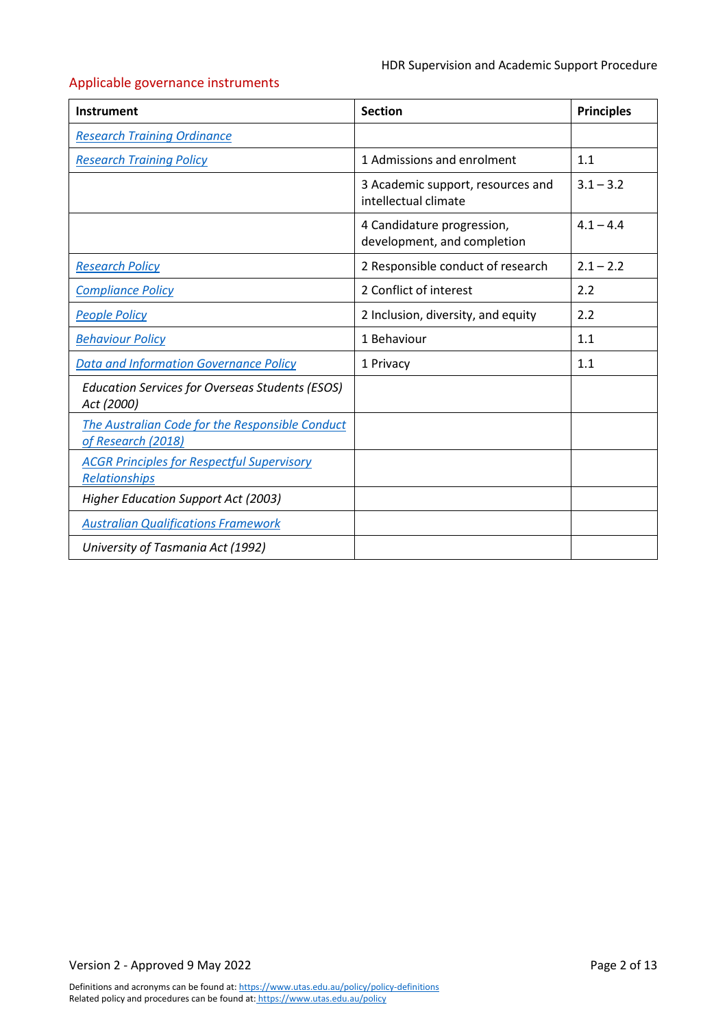## Applicable governance instruments

| Instrument | Section | Principles |
|---|---|---|
| *Research Training Ordinance* | | |
| *Research Training Policy* | 1 Admissions and enrolment | 1.1 |
| | 3 Academic support, resources and intellectual climate | 3.1 – 3.2 |
| | 4 Candidature progression, development, and completion | 4.1 – 4.4 |
| *Research Policy* | 2 Responsible conduct of research | 2.1 – 2.2 |
| *Compliance Policy* | 2 Conflict of interest | 2.2 |
| *People Policy* | 2 Inclusion, diversity, and equity | 2.2 |
| *Behaviour Policy* | 1 Behaviour | 1.1 |
| *Data and Information Governance Policy* | 1 Privacy | 1.1 |
| *Education Services for Overseas Students (ESOS) Act (2000)* | | |
| *The Australian Code for the Responsible Conduct of Research (2018)* | | |
| *ACGR Principles for Respectful Supervisory Relationships* | | |
| *Higher Education Support Act (2003)* | | |
| *Australian Qualifications Framework* | | |
| *University of Tasmania Act (1992)* | | |

Version 2 - Approved 9 May 2022

Definitions and acronyms can be found at: https://www.utas.edu.au/policy/policy-definitions
Related policy and procedures can be found at: https://www.utas.edu.au/policy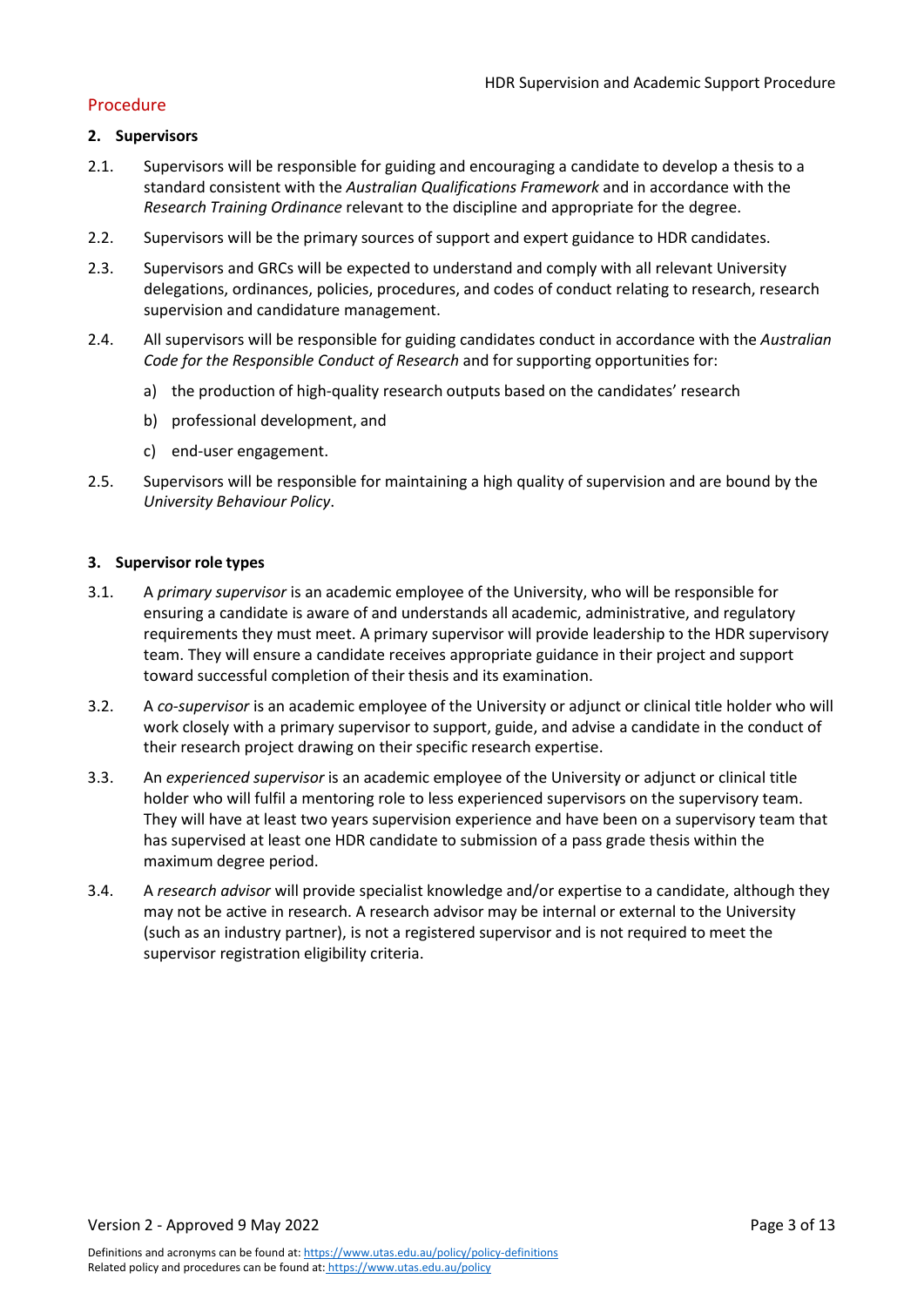## Procedure

### 2. Supervisors

2.1. Supervisors will be responsible for guiding and encouraging a candidate to develop a thesis to a standard consistent with the *Australian Qualifications Framework* and in accordance with the *Research Training Ordinance* relevant to the discipline and appropriate for the degree.

2.2. Supervisors will be the primary sources of support and expert guidance to HDR candidates.

2.3. Supervisors and GRCs will be expected to understand and comply with all relevant University delegations, ordinances, policies, procedures, and codes of conduct relating to research, research supervision and candidature management.

2.4. All supervisors will be responsible for guiding candidates conduct in accordance with the *Australian Code for the Responsible Conduct of Research* and for supporting opportunities for:

a) the production of high-quality research outputs based on the candidates' research

b) professional development, and

c) end-user engagement.

2.5. Supervisors will be responsible for maintaining a high quality of supervision and are bound by the *University Behaviour Policy*.

### 3. Supervisor role types

3.1. A *primary supervisor* is an academic employee of the University, who will be responsible for ensuring a candidate is aware of and understands all academic, administrative, and regulatory requirements they must meet. A primary supervisor will provide leadership to the HDR supervisory team. They will ensure a candidate receives appropriate guidance in their project and support toward successful completion of their thesis and its examination.

3.2. A *co-supervisor* is an academic employee of the University or adjunct or clinical title holder who will work closely with a primary supervisor to support, guide, and advise a candidate in the conduct of their research project drawing on their specific research expertise.

3.3. An *experienced supervisor* is an academic employee of the University or adjunct or clinical title holder who will fulfil a mentoring role to less experienced supervisors on the supervisory team. They will have at least two years supervision experience and have been on a supervisory team that has supervised at least one HDR candidate to submission of a pass grade thesis within the maximum degree period.

3.4. A *research advisor* will provide specialist knowledge and/or expertise to a candidate, although they may not be active in research. A research advisor may be internal or external to the University (such as an industry partner), is not a registered supervisor and is not required to meet the supervisor registration eligibility criteria.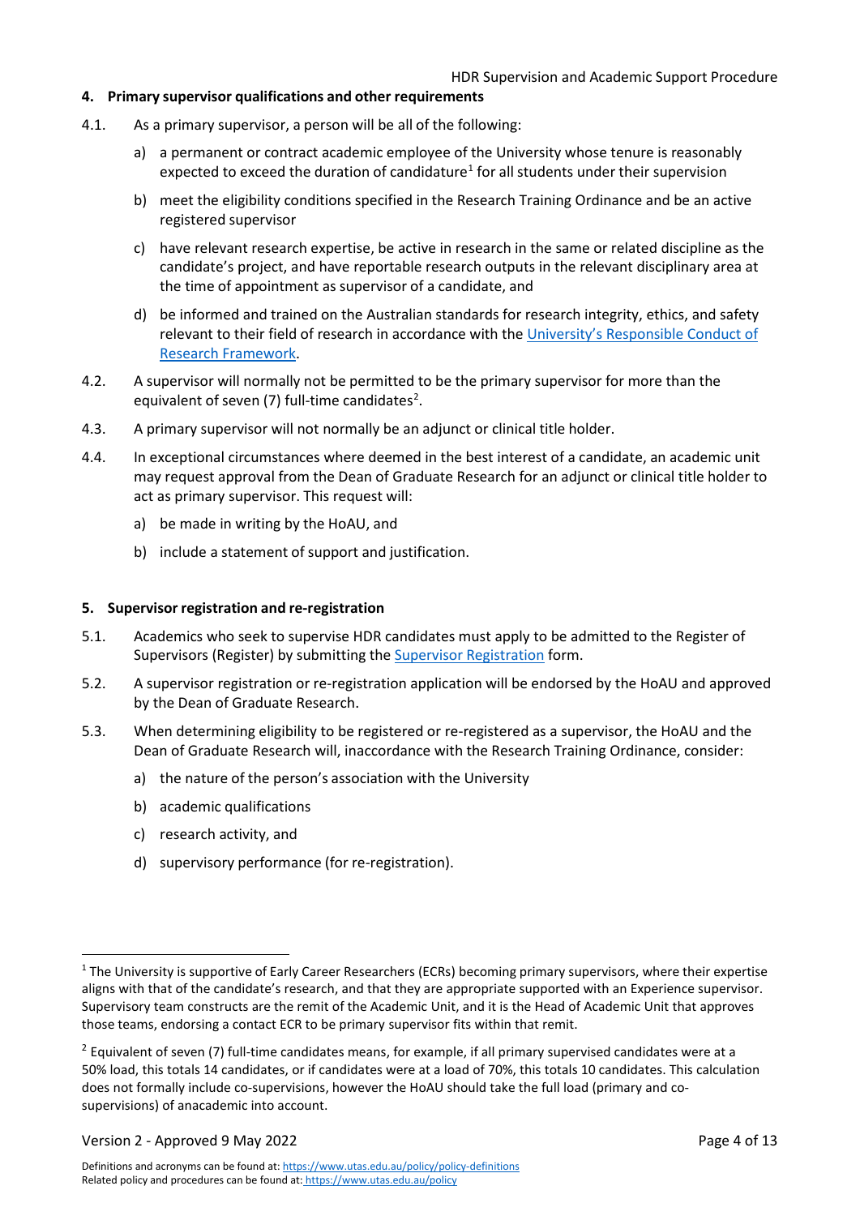## 4. Primary supervisor qualifications and other requirements

4.1. As a primary supervisor, a person will be all of the following:

a) a permanent or contract academic employee of the University whose tenure is reasonably expected to exceed the duration of candidature[1] for all students under their supervision

b) meet the eligibility conditions specified in the Research Training Ordinance and be an active registered supervisor

c) have relevant research expertise, be active in research in the same or related discipline as the candidate's project, and have reportable research outputs in the relevant disciplinary area at the time of appointment as supervisor of a candidate, and

d) be informed and trained on the Australian standards for research integrity, ethics, and safety relevant to their field of research in accordance with the University's Responsible Conduct of Research Framework.

4.2. A supervisor will normally not be permitted to be the primary supervisor for more than the equivalent of seven (7) full-time candidates[2].

4.3. A primary supervisor will not normally be an adjunct or clinical title holder.

4.4. In exceptional circumstances where deemed in the best interest of a candidate, an academic unit may request approval from the Dean of Graduate Research for an adjunct or clinical title holder to act as primary supervisor. This request will:

a) be made in writing by the HoAU, and

b) include a statement of support and justification.

## 5. Supervisor registration and re-registration

5.1. Academics who seek to supervise HDR candidates must apply to be admitted to the Register of Supervisors (Register) by submitting the Supervisor Registration form.

5.2. A supervisor registration or re-registration application will be endorsed by the HoAU and approved by the Dean of Graduate Research.

5.3. When determining eligibility to be registered or re-registered as a supervisor, the HoAU and the Dean of Graduate Research will, inaccordance with the Research Training Ordinance, consider:

a) the nature of the person's association with the University

b) academic qualifications

c) research activity, and

d) supervisory performance (for re-registration).

---

[1] The University is supportive of Early Career Researchers (ECRs) becoming primary supervisors, where their expertise aligns with that of the candidate's research, and that they are appropriate supported with an Experience supervisor. Supervisory team constructs are the remit of the Academic Unit, and it is the Head of Academic Unit that approves those teams, endorsing a contact ECR to be primary supervisor fits within that remit.

[2] Equivalent of seven (7) full-time candidates means, for example, if all primary supervised candidates were at a 50% load, this totals 14 candidates, or if candidates were at a load of 70%, this totals 10 candidates. This calculation does not formally include co-supervisions, however the HoAU should take the full load (primary and co-supervisions) of anacademic into account.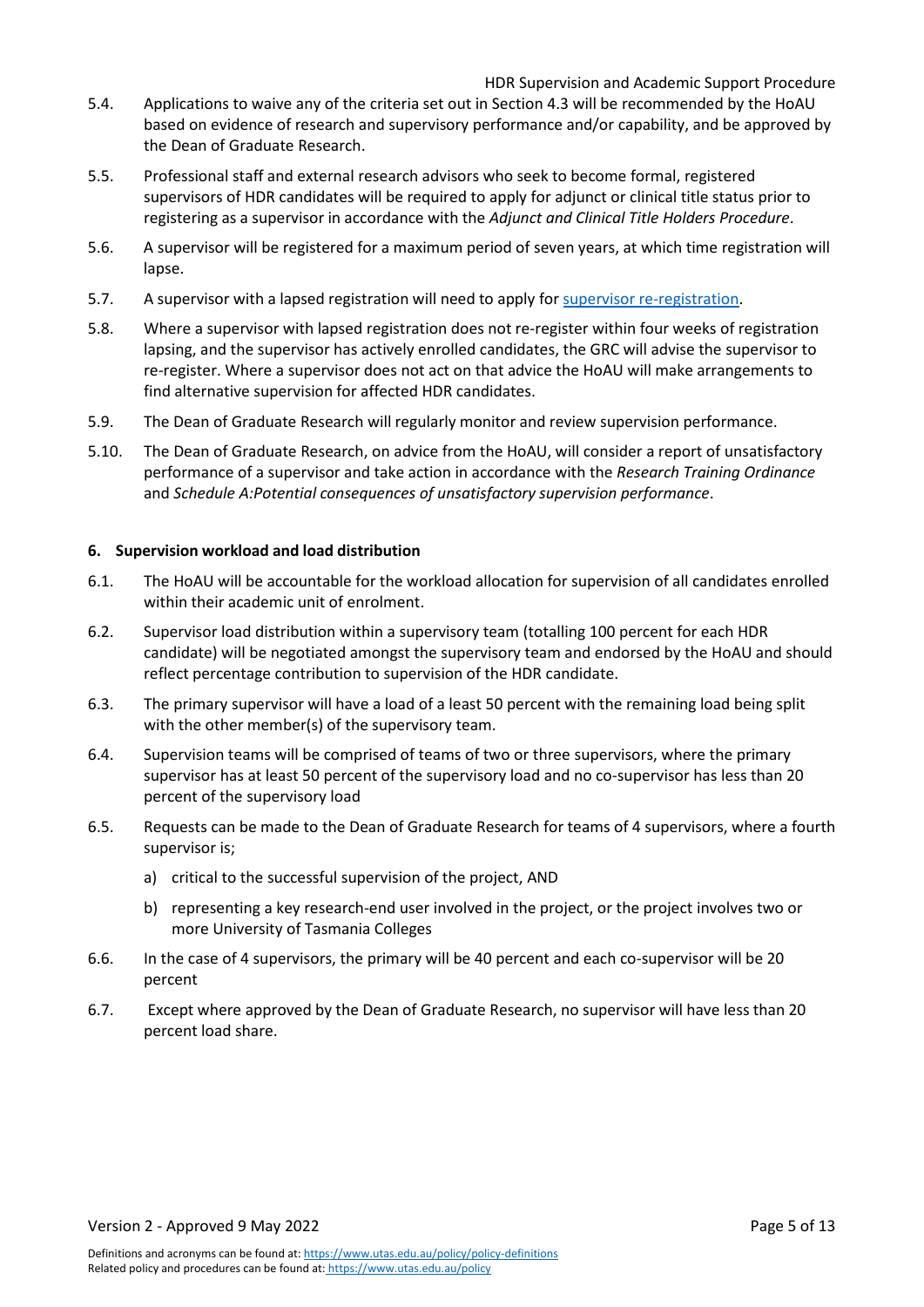5.4. Applications to waive any of the criteria set out in Section 4.3 will be recommended by the HoAU based on evidence of research and supervisory performance and/or capability, and be approved by the Dean of Graduate Research.

5.5. Professional staff and external research advisors who seek to become formal, registered supervisors of HDR candidates will be required to apply for adjunct or clinical title status prior to registering as a supervisor in accordance with the *Adjunct and Clinical Title Holders Procedure*.

5.6. A supervisor will be registered for a maximum period of seven years, at which time registration will lapse.

5.7. A supervisor with a lapsed registration will need to apply for [supervisor re-registration](supervisor re-registration).

5.8. Where a supervisor with lapsed registration does not re-register within four weeks of registration lapsing, and the supervisor has actively enrolled candidates, the GRC will advise the supervisor to re-register. Where a supervisor does not act on that advice the HoAU will make arrangements to find alternative supervision for affected HDR candidates.

5.9. The Dean of Graduate Research will regularly monitor and review supervision performance.

5.10. The Dean of Graduate Research, on advice from the HoAU, will consider a report of unsatisfactory performance of a supervisor and take action in accordance with the *Research Training Ordinance* and *Schedule A:Potential consequences of unsatisfactory supervision performance*.

## 6. Supervision workload and load distribution

6.1. The HoAU will be accountable for the workload allocation for supervision of all candidates enrolled within their academic unit of enrolment.

6.2. Supervisor load distribution within a supervisory team (totalling 100 percent for each HDR candidate) will be negotiated amongst the supervisory team and endorsed by the HoAU and should reflect percentage contribution to supervision of the HDR candidate.

6.3. The primary supervisor will have a load of a least 50 percent with the remaining load being split with the other member(s) of the supervisory team.

6.4. Supervision teams will be comprised of teams of two or three supervisors, where the primary supervisor has at least 50 percent of the supervisory load and no co-supervisor has less than 20 percent of the supervisory load

6.5. Requests can be made to the Dean of Graduate Research for teams of 4 supervisors, where a fourth supervisor is;

a) critical to the successful supervision of the project, AND

b) representing a key research-end user involved in the project, or the project involves two or more University of Tasmania Colleges

6.6. In the case of 4 supervisors, the primary will be 40 percent and each co-supervisor will be 20 percent

6.7. Except where approved by the Dean of Graduate Research, no supervisor will have less than 20 percent load share.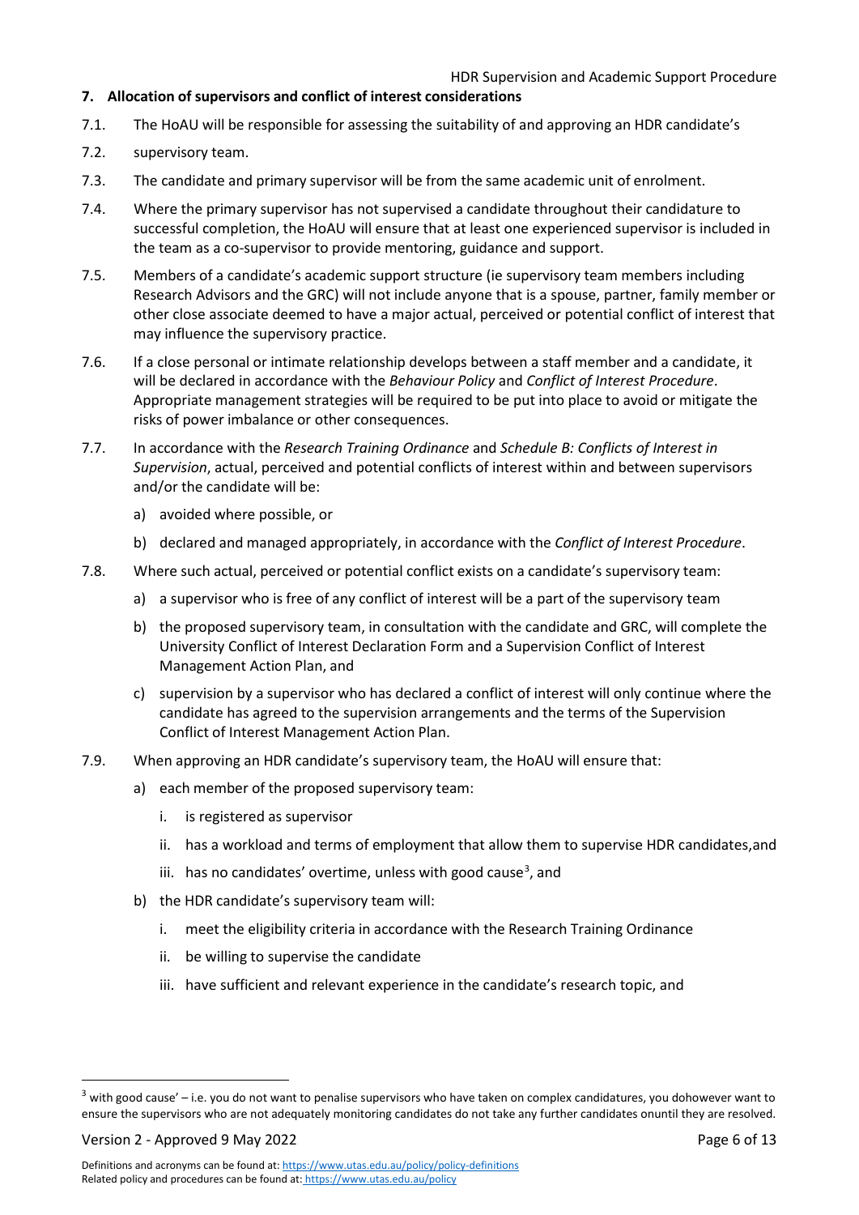## 7. Allocation of supervisors and conflict of interest considerations

7.1. The HoAU will be responsible for assessing the suitability of and approving an HDR candidate's

7.2. supervisory team.

7.3. The candidate and primary supervisor will be from the same academic unit of enrolment.

7.4. Where the primary supervisor has not supervised a candidate throughout their candidature to successful completion, the HoAU will ensure that at least one experienced supervisor is included in the team as a co-supervisor to provide mentoring, guidance and support.

7.5. Members of a candidate's academic support structure (ie supervisory team members including Research Advisors and the GRC) will not include anyone that is a spouse, partner, family member or other close associate deemed to have a major actual, perceived or potential conflict of interest that may influence the supervisory practice.

7.6. If a close personal or intimate relationship develops between a staff member and a candidate, it will be declared in accordance with the *Behaviour Policy* and *Conflict of Interest Procedure*. Appropriate management strategies will be required to be put into place to avoid or mitigate the risks of power imbalance or other consequences.

7.7. In accordance with the *Research Training Ordinance* and *Schedule B: Conflicts of Interest in Supervision*, actual, perceived and potential conflicts of interest within and between supervisors and/or the candidate will be:

a) avoided where possible, or

b) declared and managed appropriately, in accordance with the *Conflict of Interest Procedure*.

7.8. Where such actual, perceived or potential conflict exists on a candidate's supervisory team:

a) a supervisor who is free of any conflict of interest will be a part of the supervisory team

b) the proposed supervisory team, in consultation with the candidate and GRC, will complete the University Conflict of Interest Declaration Form and a Supervision Conflict of Interest Management Action Plan, and

c) supervision by a supervisor who has declared a conflict of interest will only continue where the candidate has agreed to the supervision arrangements and the terms of the Supervision Conflict of Interest Management Action Plan.

7.9. When approving an HDR candidate's supervisory team, the HoAU will ensure that:

a) each member of the proposed supervisory team:

i. is registered as supervisor

ii. has a workload and terms of employment that allow them to supervise HDR candidates,and

iii. has no candidates' overtime, unless with good cause[3], and

b) the HDR candidate's supervisory team will:

i. meet the eligibility criteria in accordance with the Research Training Ordinance

ii. be willing to supervise the candidate

iii. have sufficient and relevant experience in the candidate's research topic, and

---

[3] with good cause' – i.e. you do not want to penalise supervisors who have taken on complex candidatures, you dohowever want to ensure the supervisors who are not adequately monitoring candidates do not take any further candidates onuntil they are resolved.

Version 2 - Approved 9 May 2022

Definitions and acronyms can be found at: https://www.utas.edu.au/policy/policy-definitions
Related policy and procedures can be found at: https://www.utas.edu.au/policy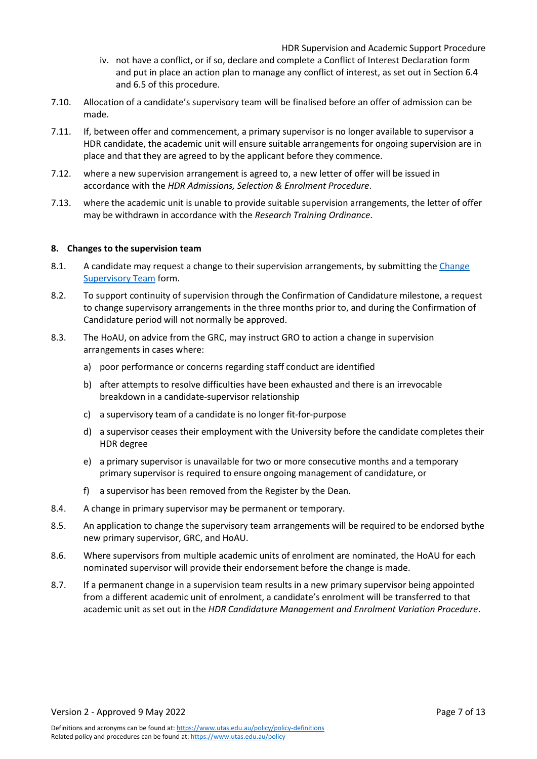iv. not have a conflict, or if so, declare and complete a Conflict of Interest Declaration form and put in place an action plan to manage any conflict of interest, as set out in Section 6.4 and 6.5 of this procedure.

7.10. Allocation of a candidate's supervisory team will be finalised before an offer of admission can be made.

7.11. If, between offer and commencement, a primary supervisor is no longer available to supervisor a HDR candidate, the academic unit will ensure suitable arrangements for ongoing supervision are in place and that they are agreed to by the applicant before they commence.

7.12. where a new supervision arrangement is agreed to, a new letter of offer will be issued in accordance with the *HDR Admissions, Selection & Enrolment Procedure*.

7.13. where the academic unit is unable to provide suitable supervision arrangements, the letter of offer may be withdrawn in accordance with the *Research Training Ordinance*.

## 8. Changes to the supervision team

8.1. A candidate may request a change to their supervision arrangements, by submitting the Change Supervisory Team form.

8.2. To support continuity of supervision through the Confirmation of Candidature milestone, a request to change supervisory arrangements in the three months prior to, and during the Confirmation of Candidature period will not normally be approved.

8.3. The HoAU, on advice from the GRC, may instruct GRO to action a change in supervision arrangements in cases where:

a) poor performance or concerns regarding staff conduct are identified

b) after attempts to resolve difficulties have been exhausted and there is an irrevocable breakdown in a candidate-supervisor relationship

c) a supervisory team of a candidate is no longer fit-for-purpose

d) a supervisor ceases their employment with the University before the candidate completes their HDR degree

e) a primary supervisor is unavailable for two or more consecutive months and a temporary primary supervisor is required to ensure ongoing management of candidature, or

f) a supervisor has been removed from the Register by the Dean.

8.4. A change in primary supervisor may be permanent or temporary.

8.5. An application to change the supervisory team arrangements will be required to be endorsed bythe new primary supervisor, GRC, and HoAU.

8.6. Where supervisors from multiple academic units of enrolment are nominated, the HoAU for each nominated supervisor will provide their endorsement before the change is made.

8.7. If a permanent change in a supervision team results in a new primary supervisor being appointed from a different academic unit of enrolment, a candidate's enrolment will be transferred to that academic unit as set out in the *HDR Candidature Management and Enrolment Variation Procedure*.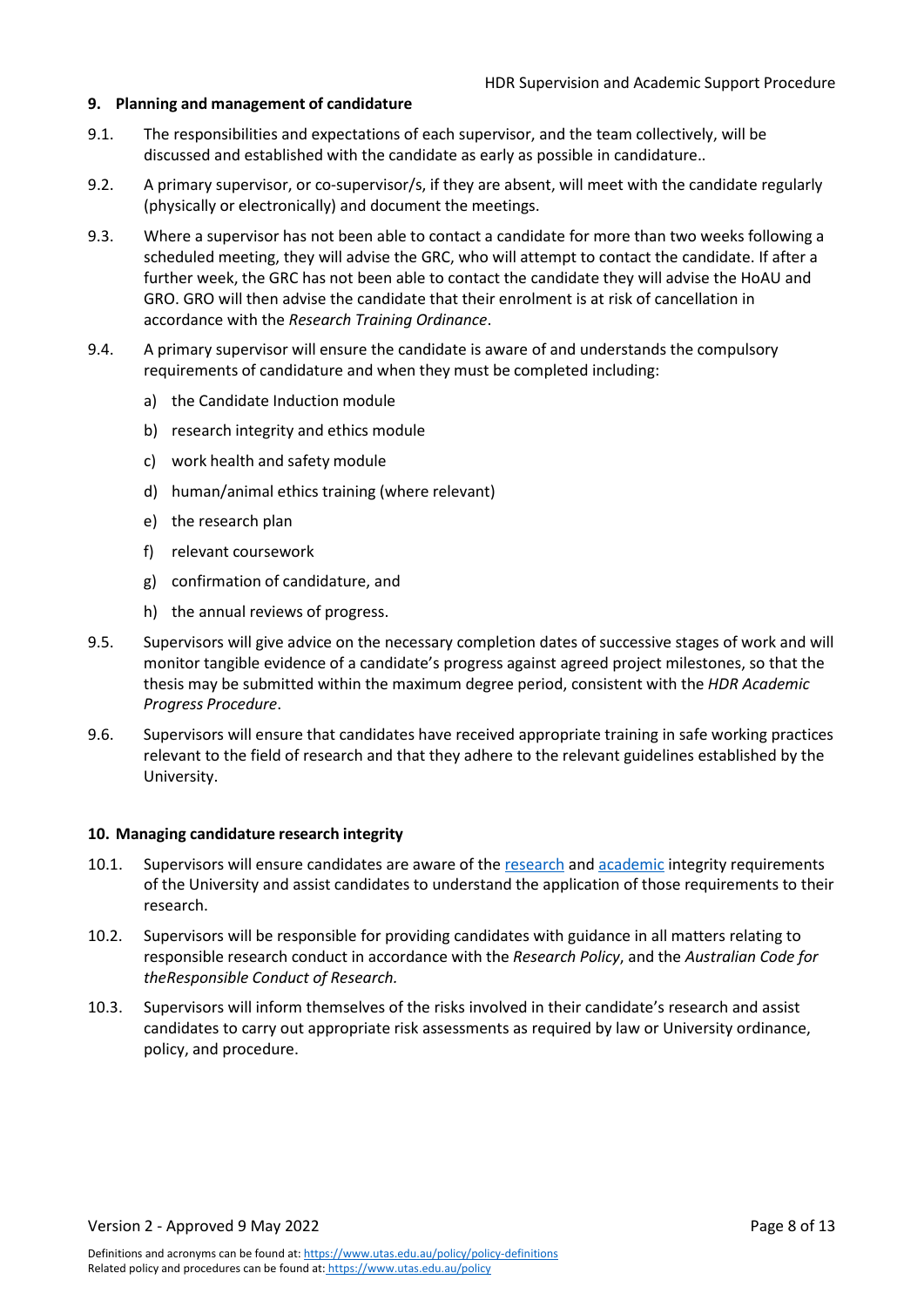## 9. Planning and management of candidature

9.1. The responsibilities and expectations of each supervisor, and the team collectively, will be discussed and established with the candidate as early as possible in candidature..

9.2. A primary supervisor, or co-supervisor/s, if they are absent, will meet with the candidate regularly (physically or electronically) and document the meetings.

9.3. Where a supervisor has not been able to contact a candidate for more than two weeks following a scheduled meeting, they will advise the GRC, who will attempt to contact the candidate. If after a further week, the GRC has not been able to contact the candidate they will advise the HoAU and GRO. GRO will then advise the candidate that their enrolment is at risk of cancellation in accordance with the *Research Training Ordinance*.

9.4. A primary supervisor will ensure the candidate is aware of and understands the compulsory requirements of candidature and when they must be completed including:

a) the Candidate Induction module

b) research integrity and ethics module

c) work health and safety module

d) human/animal ethics training (where relevant)

e) the research plan

f) relevant coursework

g) confirmation of candidature, and

h) the annual reviews of progress.

9.5. Supervisors will give advice on the necessary completion dates of successive stages of work and will monitor tangible evidence of a candidate's progress against agreed project milestones, so that the thesis may be submitted within the maximum degree period, consistent with the *HDR Academic Progress Procedure*.

9.6. Supervisors will ensure that candidates have received appropriate training in safe working practices relevant to the field of research and that they adhere to the relevant guidelines established by the University.

## 10. Managing candidature research integrity

10.1. Supervisors will ensure candidates are aware of the research and academic integrity requirements of the University and assist candidates to understand the application of those requirements to their research.

10.2. Supervisors will be responsible for providing candidates with guidance in all matters relating to responsible research conduct in accordance with the *Research Policy*, and the *Australian Code for theResponsible Conduct of Research.*

10.3. Supervisors will inform themselves of the risks involved in their candidate's research and assist candidates to carry out appropriate risk assessments as required by law or University ordinance, policy, and procedure.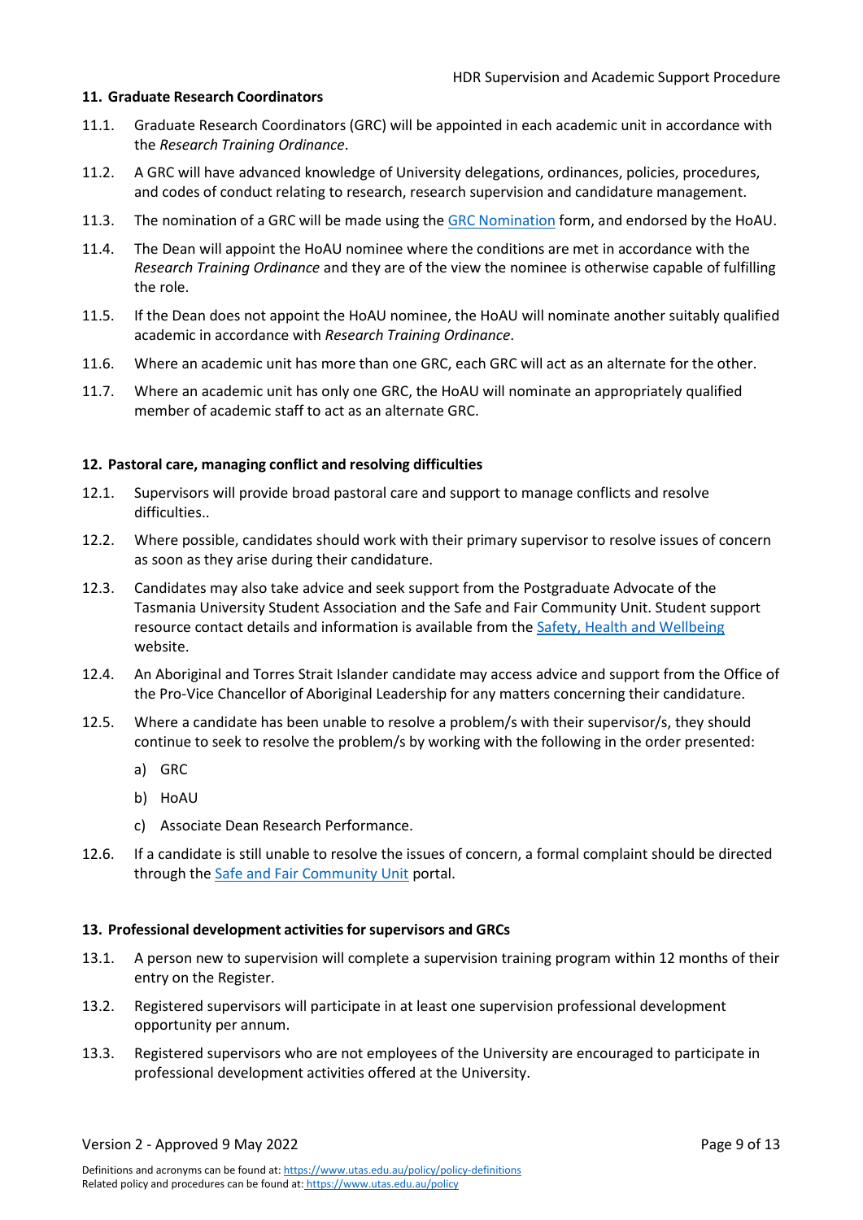## 11. Graduate Research Coordinators

11.1. Graduate Research Coordinators (GRC) will be appointed in each academic unit in accordance with the *Research Training Ordinance*.

11.2. A GRC will have advanced knowledge of University delegations, ordinances, policies, procedures, and codes of conduct relating to research, research supervision and candidature management.

11.3. The nomination of a GRC will be made using the [GRC Nomination](#) form, and endorsed by the HoAU.

11.4. The Dean will appoint the HoAU nominee where the conditions are met in accordance with the *Research Training Ordinance* and they are of the view the nominee is otherwise capable of fulfilling the role.

11.5. If the Dean does not appoint the HoAU nominee, the HoAU will nominate another suitably qualified academic in accordance with *Research Training Ordinance*.

11.6. Where an academic unit has more than one GRC, each GRC will act as an alternate for the other.

11.7. Where an academic unit has only one GRC, the HoAU will nominate an appropriately qualified member of academic staff to act as an alternate GRC.

## 12. Pastoral care, managing conflict and resolving difficulties

12.1. Supervisors will provide broad pastoral care and support to manage conflicts and resolve difficulties..

12.2. Where possible, candidates should work with their primary supervisor to resolve issues of concern as soon as they arise during their candidature.

12.3. Candidates may also take advice and seek support from the Postgraduate Advocate of the Tasmania University Student Association and the Safe and Fair Community Unit. Student support resource contact details and information is available from the [Safety, Health and Wellbeing](#) website.

12.4. An Aboriginal and Torres Strait Islander candidate may access advice and support from the Office of the Pro-Vice Chancellor of Aboriginal Leadership for any matters concerning their candidature.

12.5. Where a candidate has been unable to resolve a problem/s with their supervisor/s, they should continue to seek to resolve the problem/s by working with the following in the order presented:

a) GRC

b) HoAU

c) Associate Dean Research Performance.

12.6. If a candidate is still unable to resolve the issues of concern, a formal complaint should be directed through the [Safe and Fair Community Unit](#) portal.

## 13. Professional development activities for supervisors and GRCs

13.1. A person new to supervision will complete a supervision training program within 12 months of their entry on the Register.

13.2. Registered supervisors will participate in at least one supervision professional development opportunity per annum.

13.3. Registered supervisors who are not employees of the University are encouraged to participate in professional development activities offered at the University.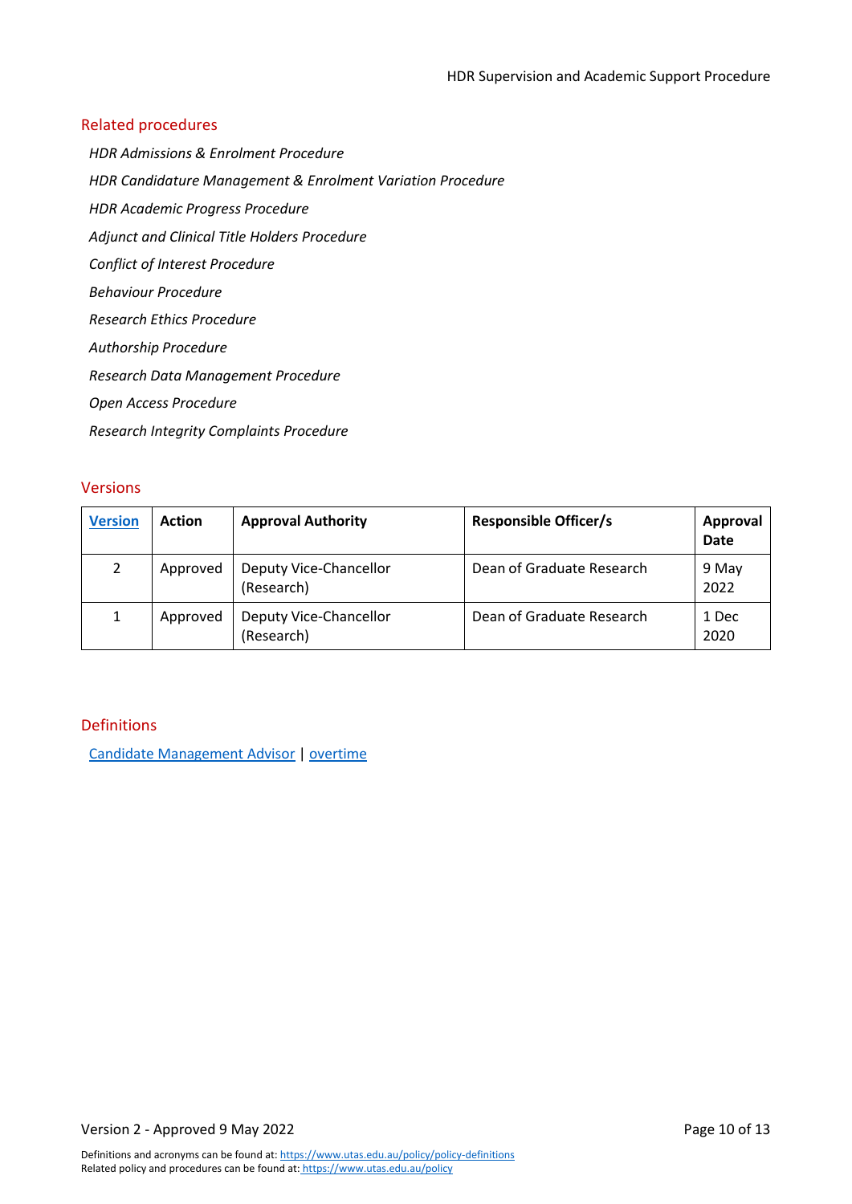## Related procedures

*HDR Admissions & Enrolment Procedure*

*HDR Candidature Management & Enrolment Variation Procedure*

*HDR Academic Progress Procedure*

*Adjunct and Clinical Title Holders Procedure*

*Conflict of Interest Procedure*

*Behaviour Procedure*

*Research Ethics Procedure*

*Authorship Procedure*

*Research Data Management Procedure*

*Open Access Procedure*

*Research Integrity Complaints Procedure*

## Versions

| Version | Action | Approval Authority | Responsible Officer/s | Approval Date |
|---|---|---|---|---|
| 2 | Approved | Deputy Vice-Chancellor (Research) | Dean of Graduate Research | 9 May 2022 |
| 1 | Approved | Deputy Vice-Chancellor (Research) | Dean of Graduate Research | 1 Dec 2020 |

## Definitions

Candidate Management Advisor | overtime

Definitions and acronyms can be found at: https://www.utas.edu.au/policy/policy-definitions
Related policy and procedures can be found at: https://www.utas.edu.au/policy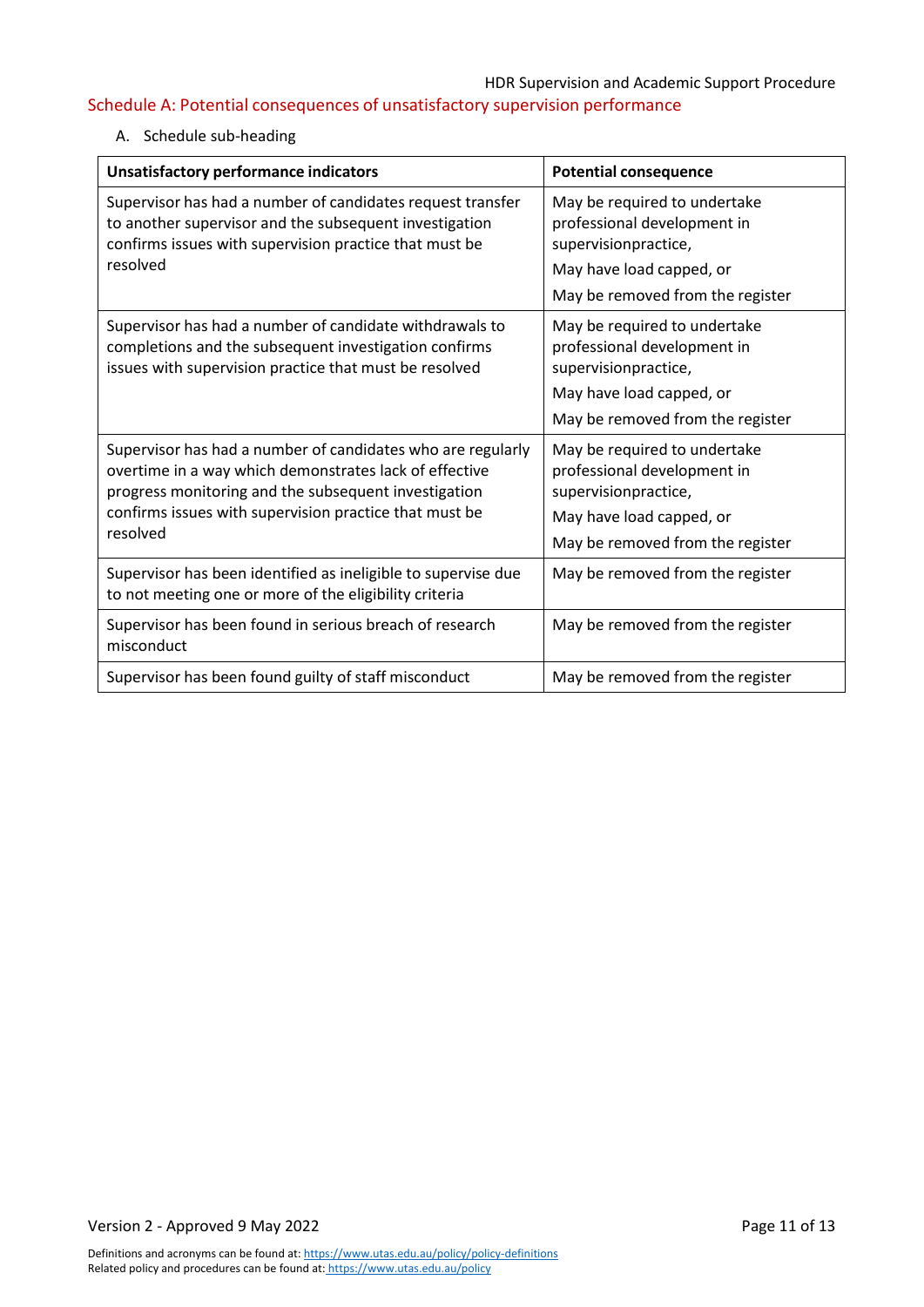## Schedule A: Potential consequences of unsatisfactory supervision performance

A. Schedule sub-heading

| Unsatisfactory performance indicators | Potential consequence |
| --- | --- |
| Supervisor has had a number of candidates request transfer to another supervisor and the subsequent investigation confirms issues with supervision practice that must be resolved | May be required to undertake professional development in supervisionpractice,<br>May have load capped, or<br>May be removed from the register |
| Supervisor has had a number of candidate withdrawals to completions and the subsequent investigation confirms issues with supervision practice that must be resolved | May be required to undertake professional development in supervisionpractice,<br>May have load capped, or<br>May be removed from the register |
| Supervisor has had a number of candidates who are regularly overtime in a way which demonstrates lack of effective progress monitoring and the subsequent investigation confirms issues with supervision practice that must be resolved | May be required to undertake professional development in supervisionpractice,<br>May have load capped, or<br>May be removed from the register |
| Supervisor has been identified as ineligible to supervise due to not meeting one or more of the eligibility criteria | May be removed from the register |
| Supervisor has been found in serious breach of research misconduct | May be removed from the register |
| Supervisor has been found guilty of staff misconduct | May be removed from the register |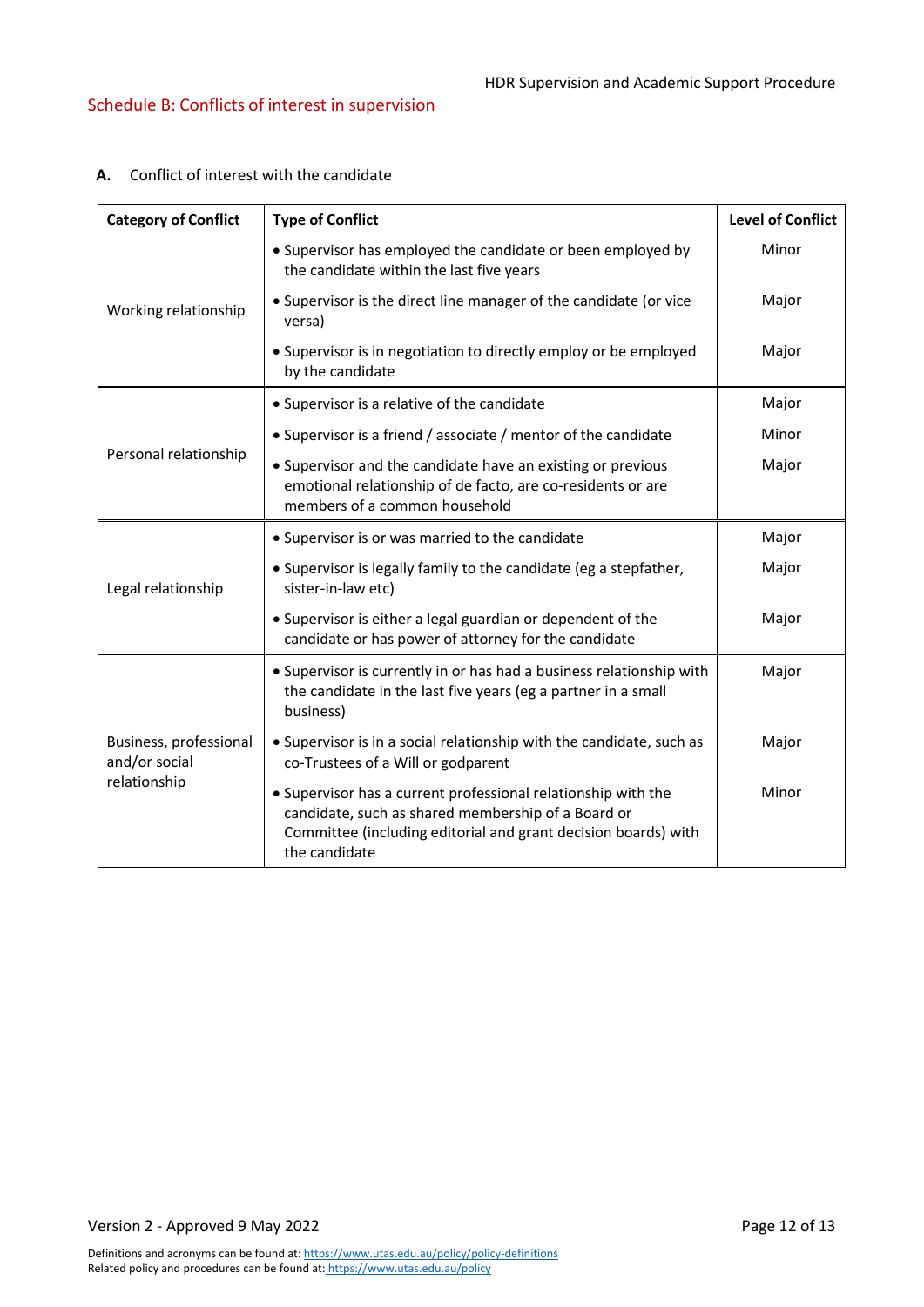## Schedule B: Conflicts of interest in supervision

**A.** Conflict of interest with the candidate

| Category of Conflict | Type of Conflict | Level of Conflict |
|---|---|---|
| Working relationship | • Supervisor has employed the candidate or been employed by the candidate within the last five years | Minor |
| | • Supervisor is the direct line manager of the candidate (or vice versa) | Major |
| | • Supervisor is in negotiation to directly employ or be employed by the candidate | Major |
| Personal relationship | • Supervisor is a relative of the candidate | Major |
| | • Supervisor is a friend / associate / mentor of the candidate | Minor |
| | • Supervisor and the candidate have an existing or previous emotional relationship of de facto, are co-residents or are members of a common household | Major |
| Legal relationship | • Supervisor is or was married to the candidate | Major |
| | • Supervisor is legally family to the candidate (eg a stepfather, sister-in-law etc) | Major |
| | • Supervisor is either a legal guardian or dependent of the candidate or has power of attorney for the candidate | Major |
| Business, professional and/or social relationship | • Supervisor is currently in or has had a business relationship with the candidate in the last five years (eg a partner in a small business) | Major |
| | • Supervisor is in a social relationship with the candidate, such as co-Trustees of a Will or godparent | Major |
| | • Supervisor has a current professional relationship with the candidate, such as shared membership of a Board or Committee (including editorial and grant decision boards) with the candidate | Minor |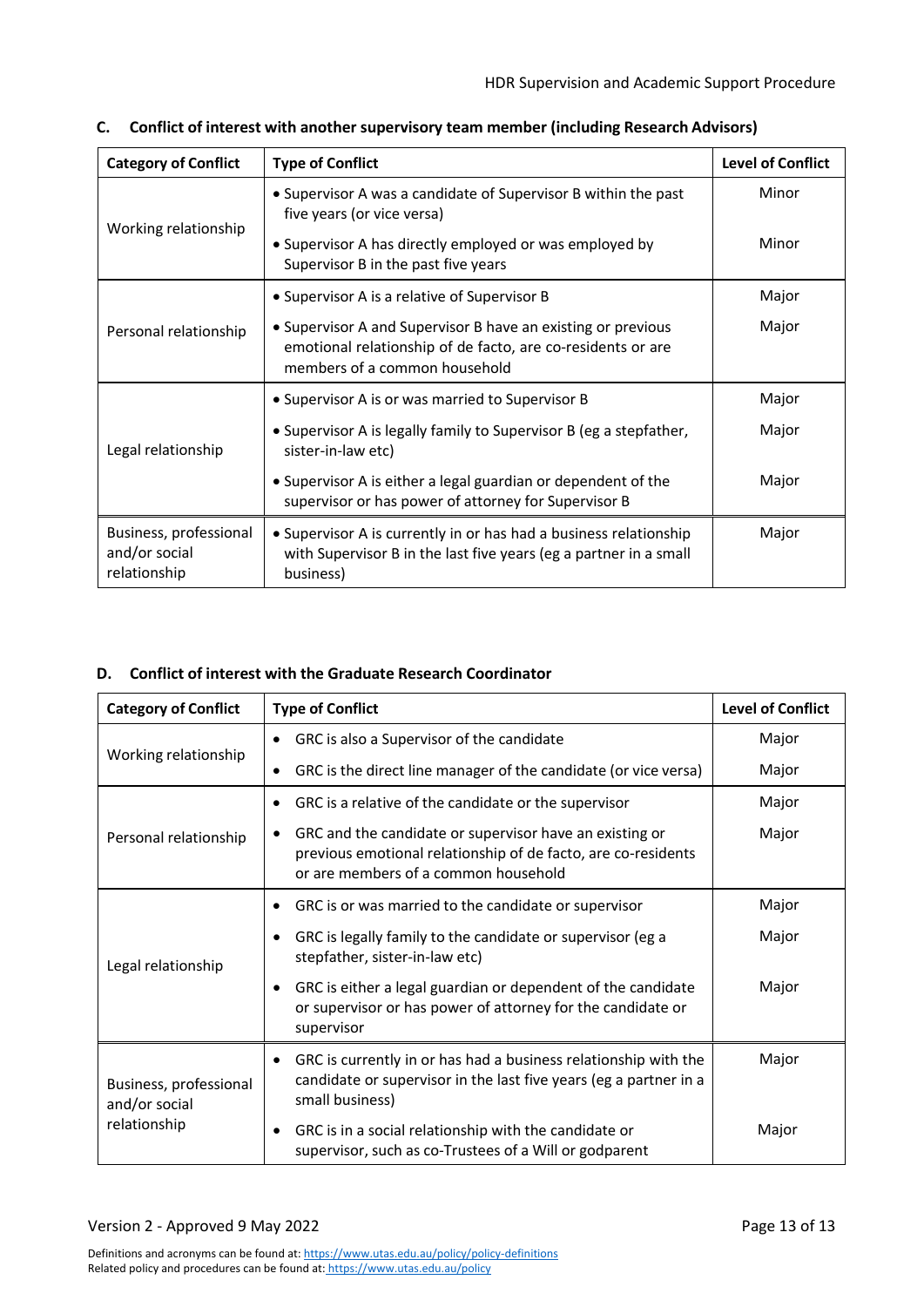### C. Conflict of interest with another supervisory team member (including Research Advisors)

| Category of Conflict | Type of Conflict | Level of Conflict |
|---|---|---|
| Working relationship | • Supervisor A was a candidate of Supervisor B within the past five years (or vice versa) | Minor |
| | • Supervisor A has directly employed or was employed by Supervisor B in the past five years | Minor |
| Personal relationship | • Supervisor A is a relative of Supervisor B | Major |
| | • Supervisor A and Supervisor B have an existing or previous emotional relationship of de facto, are co-residents or are members of a common household | Major |
| Legal relationship | • Supervisor A is or was married to Supervisor B | Major |
| | • Supervisor A is legally family to Supervisor B (eg a stepfather, sister-in-law etc) | Major |
| | • Supervisor A is either a legal guardian or dependent of the supervisor or has power of attorney for Supervisor B | Major |
| Business, professional and/or social relationship | • Supervisor A is currently in or has had a business relationship with Supervisor B in the last five years (eg a partner in a small business) | Major |

### D. Conflict of interest with the Graduate Research Coordinator

| Category of Conflict | Type of Conflict | Level of Conflict |
|---|---|---|
| Working relationship | • GRC is also a Supervisor of the candidate | Major |
| | • GRC is the direct line manager of the candidate (or vice versa) | Major |
| Personal relationship | • GRC is a relative of the candidate or the supervisor | Major |
| | • GRC and the candidate or supervisor have an existing or previous emotional relationship of de facto, are co-residents or are members of a common household | Major |
| Legal relationship | • GRC is or was married to the candidate or supervisor | Major |
| | • GRC is legally family to the candidate or supervisor (eg a stepfather, sister-in-law etc) | Major |
| | • GRC is either a legal guardian or dependent of the candidate or supervisor or has power of attorney for the candidate or supervisor | Major |
| Business, professional and/or social relationship | • GRC is currently in or has had a business relationship with the candidate or supervisor in the last five years (eg a partner in a small business) | Major |
| | • GRC is in a social relationship with the candidate or supervisor, such as co-Trustees of a Will or godparent | Major |

Version 2 - Approved 9 May 2022

Definitions and acronyms can be found at: https://www.utas.edu.au/policy/policy-definitions
Related policy and procedures can be found at: https://www.utas.edu.au/policy